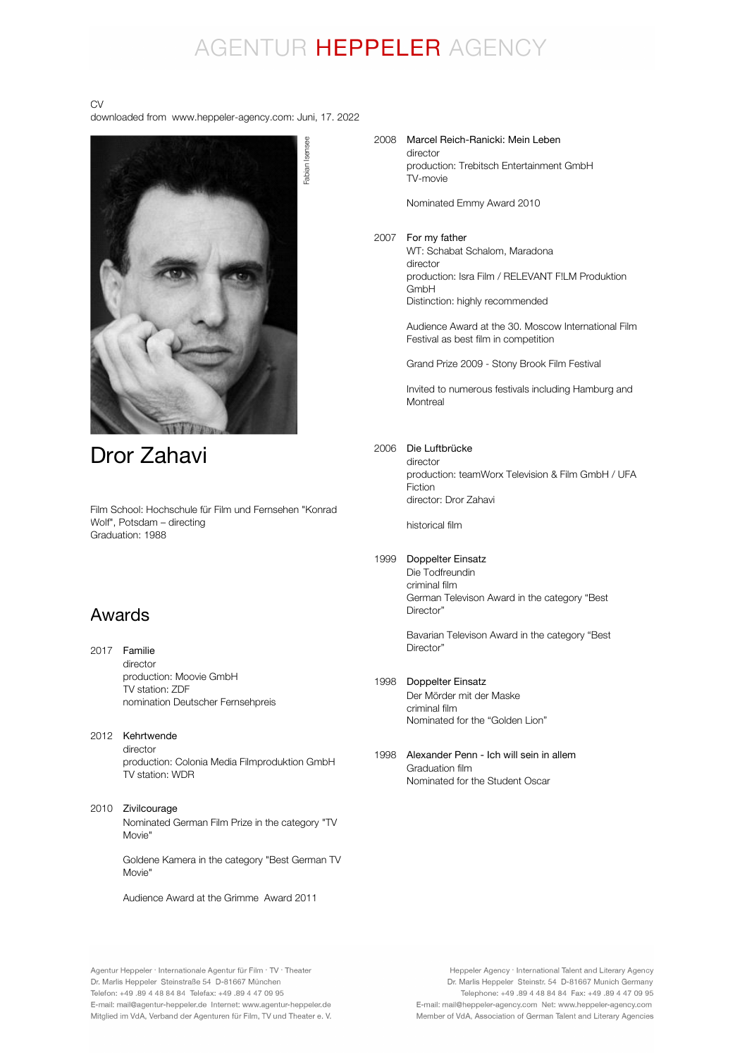# AGENTUR HEPPELER AGENCY

CV
downloaded from www.heppeler-agency.com: Juni, 17. 2022

Fabian Isensee

# Dror Zahavi

Film School: Hochschule für Film und Fernsehen "Konrad Wolf", Potsdam – directing
Graduation: 1988

## Awards

**2017 Familie**
director
production: Moovie GmbH
TV station: ZDF
nomination Deutscher Fernsehpreis

**2012 Kehrtwende**
director
production: Colonia Media Filmproduktion GmbH
TV station: WDR

**2010 Zivilcourage**
Nominated German Film Prize in the category "TV Movie"

Goldene Kamera in the category "Best German TV Movie"

Audience Award at the Grimme Award 2011

**2008 Marcel Reich-Ranicki: Mein Leben**
director
production: Trebitsch Entertainment GmbH
TV-movie

Nominated Emmy Award 2010

**2007 For my father**
WT: Schabat Schalom, Maradona
director
production: Isra Film / RELEVANT F!LM Produktion GmbH
Distinction: highly recommended

Audience Award at the 30. Moscow International Film Festival as best film in competition

Grand Prize 2009 - Stony Brook Film Festival

Invited to numerous festivals including Hamburg and Montreal

**2006 Die Luftbrücke**
director
production: teamWorx Television & Film GmbH / UFA Fiction
director: Dror Zahavi

historical film

**1999 Doppelter Einsatz**
Die Todfreundin
criminal film
German Televison Award in the category "Best Director"

Bavarian Televison Award in the category "Best Director"

**1998 Doppelter Einsatz**
Der Mörder mit der Maske
criminal film
Nominated for the "Golden Lion"

**1998 Alexander Penn - Ich will sein in allem**
Graduation film
Nominated for the Student Oscar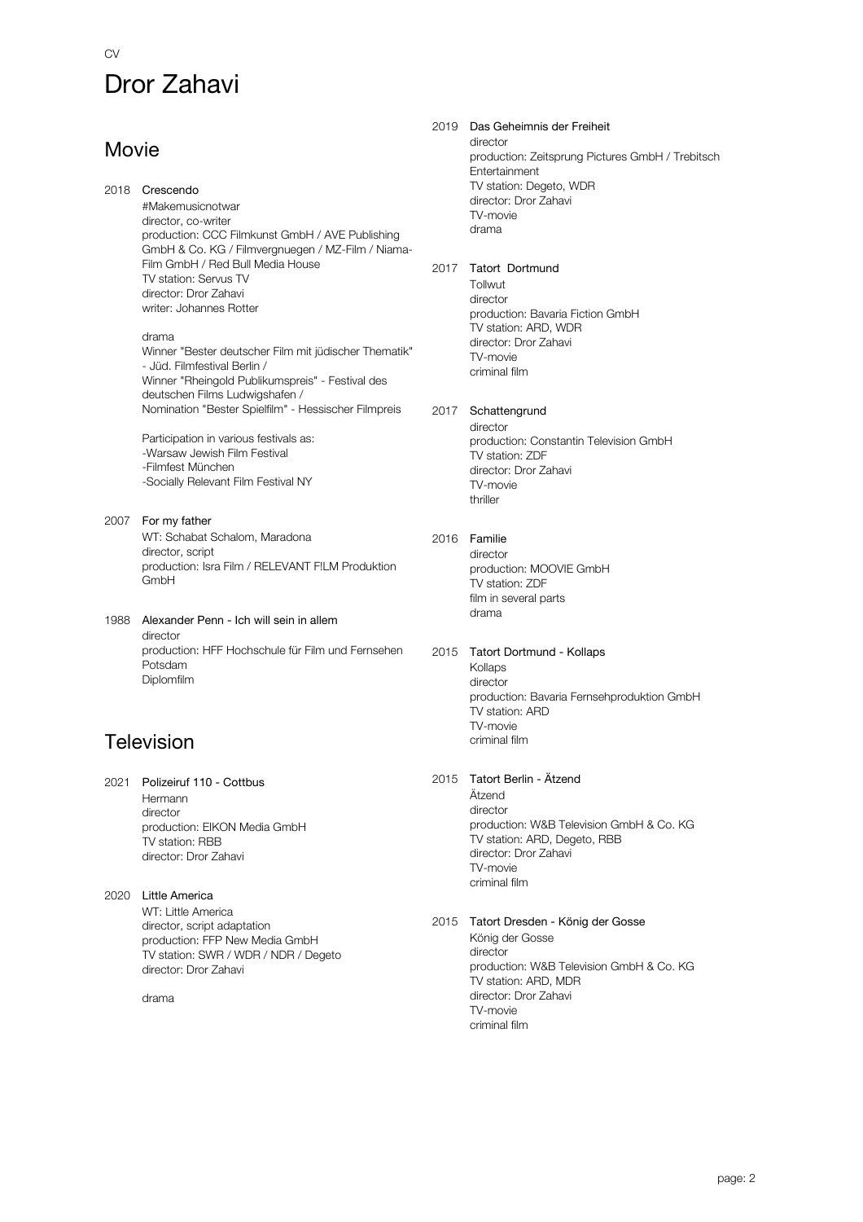CV

# Dror Zahavi

## Movie

2018 **Crescendo**
#Makemusicnotwar
director, co-writer
production: CCC Filmkunst GmbH / AVE Publishing GmbH & Co. KG / Filmvergnuegen / MZ-Film / Niama-Film GmbH / Red Bull Media House
TV station: Servus TV
director: Dror Zahavi
writer: Johannes Rotter

drama
Winner "Bester deutscher Film mit jüdischer Thematik" - Jüd. Filmfestival Berlin /
Winner "Rheingold Publikumspreis" - Festival des deutschen Films Ludwigshafen /
Nomination "Bester Spielfilm" - Hessischer Filmpreis

Participation in various festivals as:
-Warsaw Jewish Film Festival
-Filmfest München
-Socially Relevant Film Festival NY

2007 **For my father**
WT: Schabat Schalom, Maradona
director, script
production: Isra Film / RELEVANT F!LM Produktion GmbH

1988 **Alexander Penn - Ich will sein in allem**
director
production: HFF Hochschule für Film und Fernsehen Potsdam
Diplomfilm

## Television

2021 **Polizeiruf 110 - Cottbus**
Hermann
director
production: EIKON Media GmbH
TV station: RBB
director: Dror Zahavi

2020 **Little America**
WT: Little America
director, script adaptation
production: FFP New Media GmbH
TV station: SWR / WDR / NDR / Degeto
director: Dror Zahavi

drama

2019 **Das Geheimnis der Freiheit**
director
production: Zeitsprung Pictures GmbH / Trebitsch Entertainment
TV station: Degeto, WDR
director: Dror Zahavi
TV-movie
drama

2017 **Tatort Dortmund**
Tollwut
director
production: Bavaria Fiction GmbH
TV station: ARD, WDR
director: Dror Zahavi
TV-movie
criminal film

2017 **Schattengrund**
director
production: Constantin Television GmbH
TV station: ZDF
director: Dror Zahavi
TV-movie
thriller

2016 **Familie**
director
production: MOOVIE GmbH
TV station: ZDF
film in several parts
drama

2015 **Tatort Dortmund - Kollaps**
Kollaps
director
production: Bavaria Fernsehproduktion GmbH
TV station: ARD
TV-movie
criminal film

2015 **Tatort Berlin - Ätzend**
Ätzend
director
production: W&B Television GmbH & Co. KG
TV station: ARD, Degeto, RBB
director: Dror Zahavi
TV-movie
criminal film

2015 **Tatort Dresden - König der Gosse**
König der Gosse
director
production: W&B Television GmbH & Co. KG
TV station: ARD, MDR
director: Dror Zahavi
TV-movie
criminal film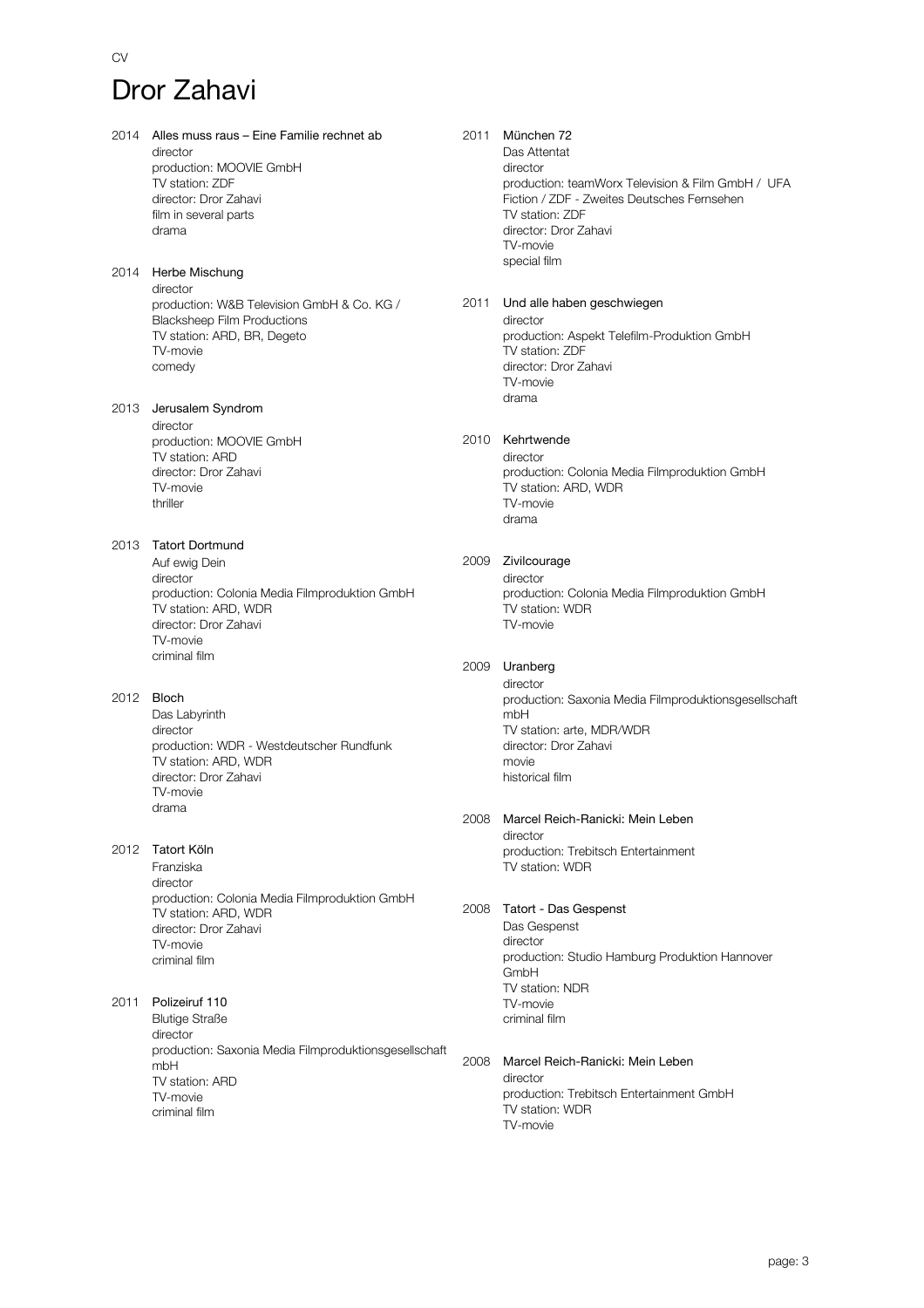CV

# Dror Zahavi

2014 **Alles muss raus – Eine Familie rechnet ab**
director
production: MOOVIE GmbH
TV station: ZDF
director: Dror Zahavi
film in several parts
drama

2014 **Herbe Mischung**
director
production: W&B Television GmbH & Co. KG / Blacksheep Film Productions
TV station: ARD, BR, Degeto
TV-movie
comedy

2013 **Jerusalem Syndrom**
director
production: MOOVIE GmbH
TV station: ARD
director: Dror Zahavi
TV-movie
thriller

2013 **Tatort Dortmund**
Auf ewig Dein
director
production: Colonia Media Filmproduktion GmbH
TV station: ARD, WDR
director: Dror Zahavi
TV-movie
criminal film

2012 **Bloch**
Das Labyrinth
director
production: WDR - Westdeutscher Rundfunk
TV station: ARD, WDR
director: Dror Zahavi
TV-movie
drama

2012 **Tatort Köln**
Franziska
director
production: Colonia Media Filmproduktion GmbH
TV station: ARD, WDR
director: Dror Zahavi
TV-movie
criminal film

2011 **Polizeiruf 110**
Blutige Straße
director
production: Saxonia Media Filmproduktionsgesellschaft mbH
TV station: ARD
TV-movie
criminal film

2011 **München 72**
Das Attentat
director
production: teamWorx Television & Film GmbH / UFA Fiction / ZDF - Zweites Deutsches Fernsehen
TV station: ZDF
director: Dror Zahavi
TV-movie
special film

2011 **Und alle haben geschwiegen**
director
production: Aspekt Telefilm-Produktion GmbH
TV station: ZDF
director: Dror Zahavi
TV-movie
drama

2010 **Kehrtwende**
director
production: Colonia Media Filmproduktion GmbH
TV station: ARD, WDR
TV-movie
drama

2009 **Zivilcourage**
director
production: Colonia Media Filmproduktion GmbH
TV station: WDR
TV-movie

2009 **Uranberg**
director
production: Saxonia Media Filmproduktionsgesellschaft mbH
TV station: arte, MDR/WDR
director: Dror Zahavi
movie
historical film

2008 **Marcel Reich-Ranicki: Mein Leben**
director
production: Trebitsch Entertainment
TV station: WDR

2008 **Tatort - Das Gespenst**
Das Gespenst
director
production: Studio Hamburg Produktion Hannover GmbH
TV station: NDR
TV-movie
criminal film

2008 **Marcel Reich-Ranicki: Mein Leben**
director
production: Trebitsch Entertainment GmbH
TV station: WDR
TV-movie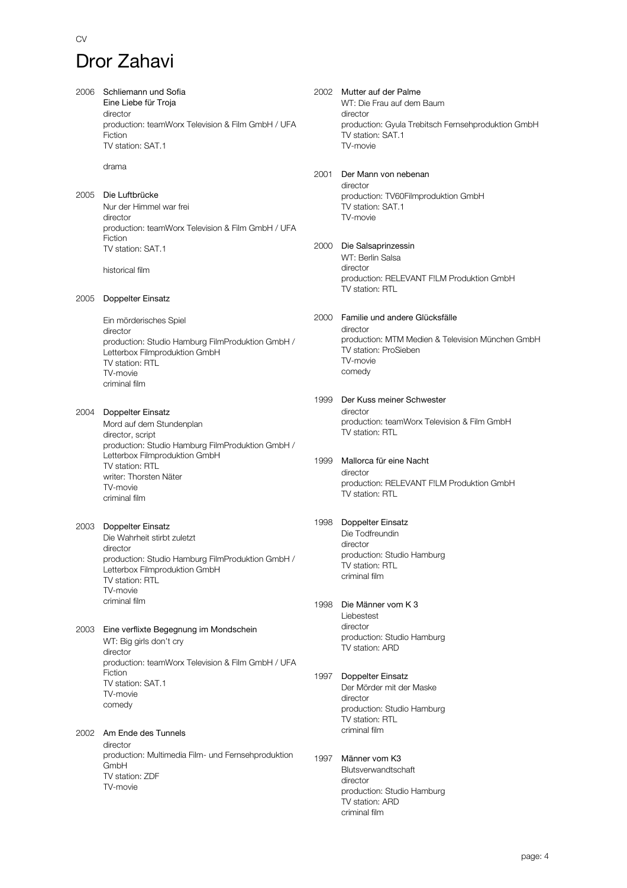CV

# Dror Zahavi

2006 **Schliemann und Sofia**
Eine Liebe für Troja
director
production: teamWorx Television & Film GmbH / UFA Fiction
TV station: SAT.1

drama

2005 **Die Luftbrücke**
Nur der Himmel war frei
director
production: teamWorx Television & Film GmbH / UFA Fiction
TV station: SAT.1

historical film

2005 **Doppelter Einsatz**

Ein mörderisches Spiel
director
production: Studio Hamburg FilmProduktion GmbH / Letterbox Filmproduktion GmbH
TV station: RTL
TV-movie
criminal film

2004 **Doppelter Einsatz**
Mord auf dem Stundenplan
director, script
production: Studio Hamburg FilmProduktion GmbH / Letterbox Filmproduktion GmbH
TV station: RTL
writer: Thorsten Näter
TV-movie
criminal film

2003 **Doppelter Einsatz**
Die Wahrheit stirbt zuletzt
director
production: Studio Hamburg FilmProduktion GmbH / Letterbox Filmproduktion GmbH
TV station: RTL
TV-movie
criminal film

2003 **Eine verflixte Begegnung im Mondschein**
WT: Big girls don't cry
director
production: teamWorx Television & Film GmbH / UFA Fiction
TV station: SAT.1
TV-movie
comedy

2002 **Am Ende des Tunnels**
director
production: Multimedia Film- und Fernsehproduktion GmbH
TV station: ZDF
TV-movie

2002 **Mutter auf der Palme**
WT: Die Frau auf dem Baum
director
production: Gyula Trebitsch Fernsehproduktion GmbH
TV station: SAT.1
TV-movie

2001 **Der Mann von nebenan**
director
production: TV60Filmproduktion GmbH
TV station: SAT.1
TV-movie

2000 **Die Salsaprinzessin**
WT: Berlin Salsa
director
production: RELEVANT F!LM Produktion GmbH
TV station: RTL

2000 **Familie und andere Glücksfälle**
director
production: MTM Medien & Television München GmbH
TV station: ProSieben
TV-movie
comedy

1999 **Der Kuss meiner Schwester**
director
production: teamWorx Television & Film GmbH
TV station: RTL

1999 **Mallorca für eine Nacht**
director
production: RELEVANT F!LM Produktion GmbH
TV station: RTL

1998 **Doppelter Einsatz**
Die Todfreundin
director
production: Studio Hamburg
TV station: RTL
criminal film

1998 **Die Männer vom K 3**
Liebestest
director
production: Studio Hamburg
TV station: ARD

1997 **Doppelter Einsatz**
Der Mörder mit der Maske
director
production: Studio Hamburg
TV station: RTL
criminal film

1997 **Männer vom K3**
Blutsverwandtschaft
director
production: Studio Hamburg
TV station: ARD
criminal film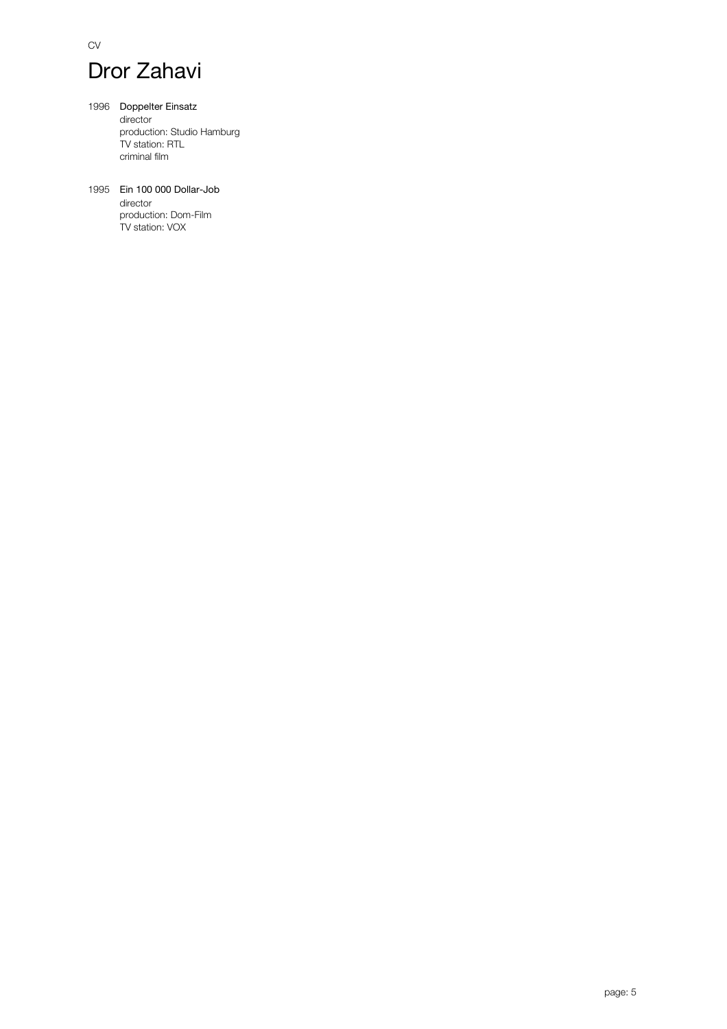CV

# Dror Zahavi

1996 **Doppelter Einsatz**
director
production: Studio Hamburg
TV station: RTL
criminal film

1995 **Ein 100 000 Dollar-Job**
director
production: Dom-Film
TV station: VOX